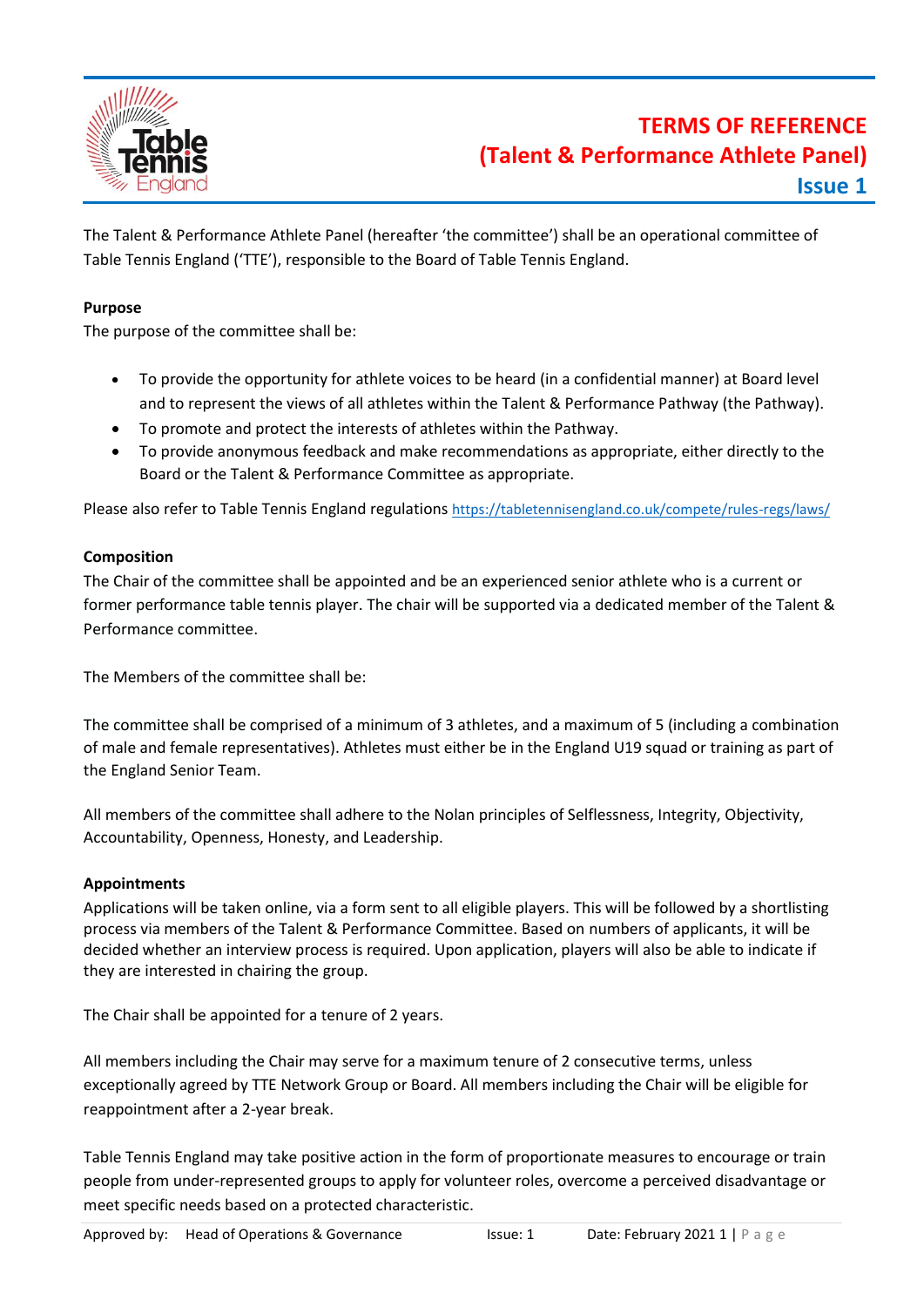# TERMS OF REFERENCE
# (Talent & Performance Athlete Panel)
## Issue 1

The Talent & Performance Athlete Panel (hereafter 'the committee') shall be an operational committee of Table Tennis England ('TTE'), responsible to the Board of Table Tennis England.

**Purpose**

The purpose of the committee shall be:

- To provide the opportunity for athlete voices to be heard (in a confidential manner) at Board level and to represent the views of all athletes within the Talent & Performance Pathway (the Pathway).
- To promote and protect the interests of athletes within the Pathway.
- To provide anonymous feedback and make recommendations as appropriate, either directly to the Board or the Talent & Performance Committee as appropriate.

Please also refer to Table Tennis England regulations https://tabletennisengland.co.uk/compete/rules-regs/laws/

**Composition**

The Chair of the committee shall be appointed and be an experienced senior athlete who is a current or former performance table tennis player. The chair will be supported via a dedicated member of the Talent & Performance committee.

The Members of the committee shall be:

The committee shall be comprised of a minimum of 3 athletes, and a maximum of 5 (including a combination of male and female representatives). Athletes must either be in the England U19 squad or training as part of the England Senior Team.

All members of the committee shall adhere to the Nolan principles of Selflessness, Integrity, Objectivity, Accountability, Openness, Honesty, and Leadership.

**Appointments**

Applications will be taken online, via a form sent to all eligible players. This will be followed by a shortlisting process via members of the Talent & Performance Committee. Based on numbers of applicants, it will be decided whether an interview process is required. Upon application, players will also be able to indicate if they are interested in chairing the group.

The Chair shall be appointed for a tenure of 2 years.

All members including the Chair may serve for a maximum tenure of 2 consecutive terms, unless exceptionally agreed by TTE Network Group or Board. All members including the Chair will be eligible for reappointment after a 2-year break.

Table Tennis England may take positive action in the form of proportionate measures to encourage or train people from under-represented groups to apply for volunteer roles, overcome a perceived disadvantage or meet specific needs based on a protected characteristic.

Approved by: Head of Operations & Governance Issue: 1 Date: February 2021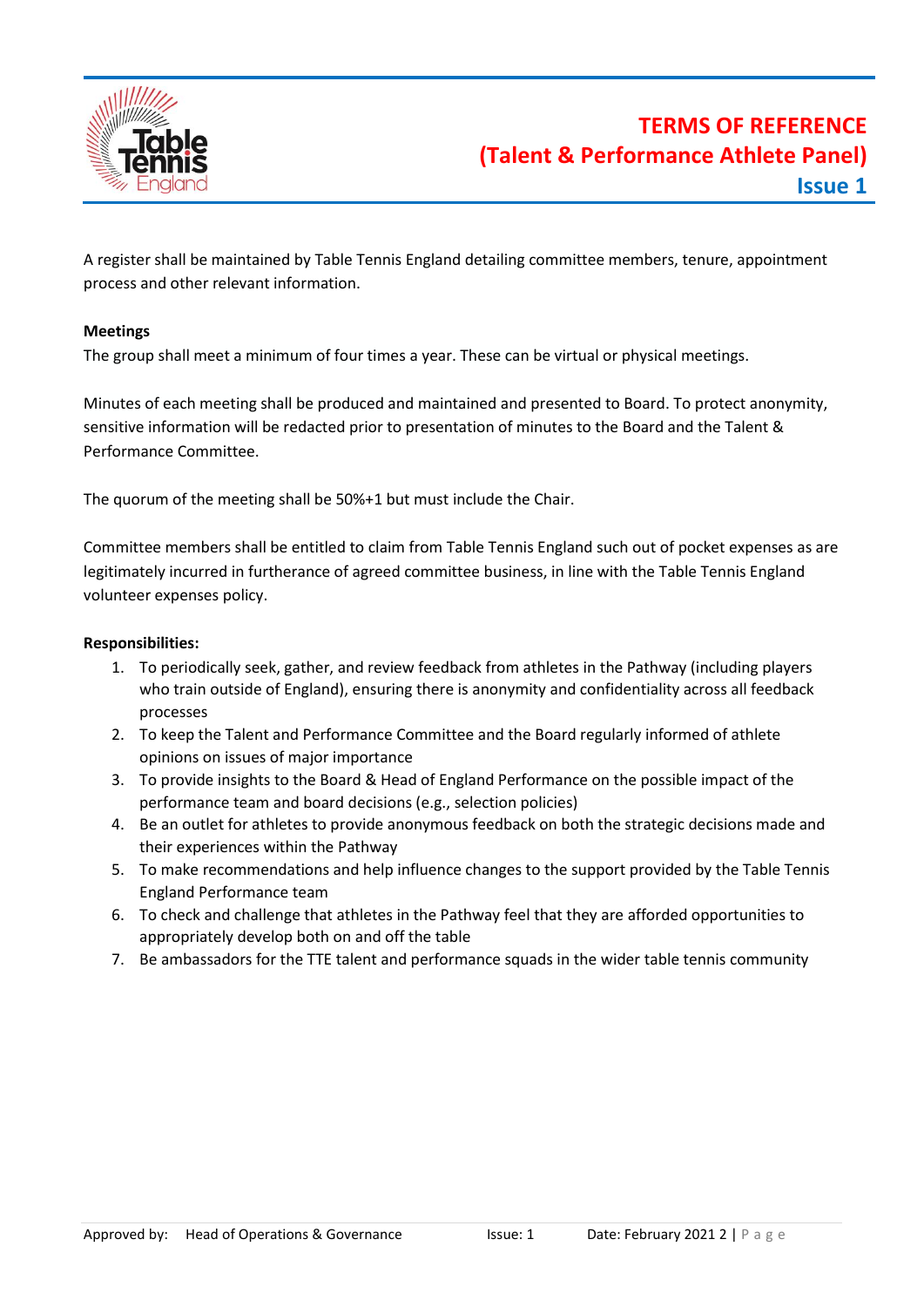A register shall be maintained by Table Tennis England detailing committee members, tenure, appointment process and other relevant information.

**Meetings**

The group shall meet a minimum of four times a year. These can be virtual or physical meetings.

Minutes of each meeting shall be produced and maintained and presented to Board. To protect anonymity, sensitive information will be redacted prior to presentation of minutes to the Board and the Talent & Performance Committee.

The quorum of the meeting shall be 50%+1 but must include the Chair.

Committee members shall be entitled to claim from Table Tennis England such out of pocket expenses as are legitimately incurred in furtherance of agreed committee business, in line with the Table Tennis England volunteer expenses policy.

**Responsibilities:**

1. To periodically seek, gather, and review feedback from athletes in the Pathway (including players who train outside of England), ensuring there is anonymity and confidentiality across all feedback processes
2. To keep the Talent and Performance Committee and the Board regularly informed of athlete opinions on issues of major importance
3. To provide insights to the Board & Head of England Performance on the possible impact of the performance team and board decisions (e.g., selection policies)
4. Be an outlet for athletes to provide anonymous feedback on both the strategic decisions made and their experiences within the Pathway
5. To make recommendations and help influence changes to the support provided by the Table Tennis England Performance team
6. To check and challenge that athletes in the Pathway feel that they are afforded opportunities to appropriately develop both on and off the table
7. Be ambassadors for the TTE talent and performance squads in the wider table tennis community